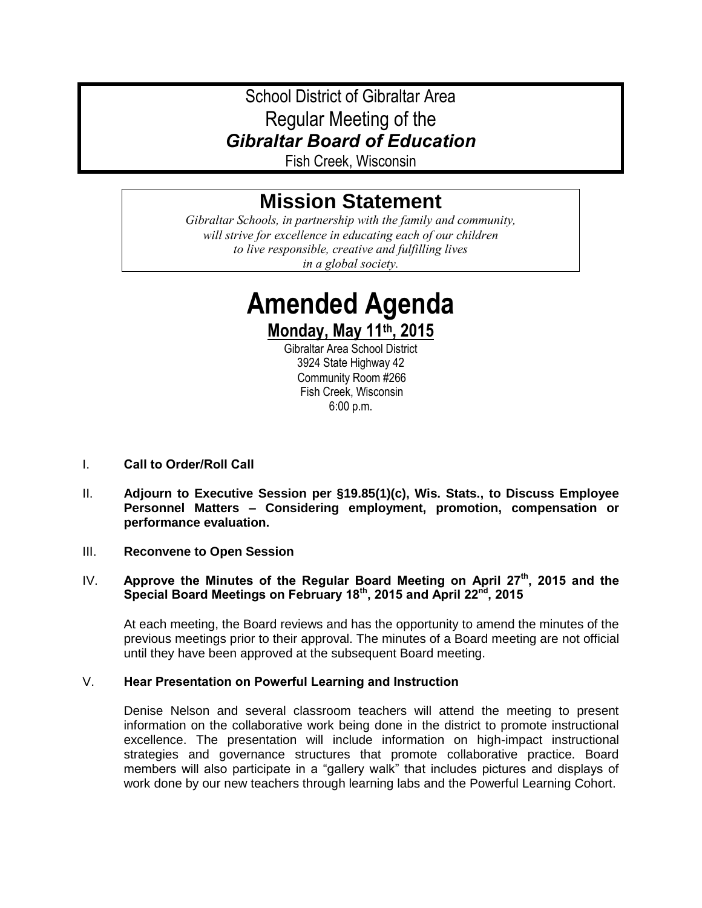# School District of Gibraltar Area
## Regular Meeting of the
## *Gibraltar Board of Education*
Fish Creek, Wisconsin

## Mission Statement

*Gibraltar Schools, in partnership with the family and community, will strive for excellence in educating each of our children to live responsible, creative and fulfilling lives in a global society.*

# Amended Agenda

## Monday, May 11th, 2015

Gibraltar Area School District
3924 State Highway 42
Community Room #266
Fish Creek, Wisconsin
6:00 p.m.

I. **Call to Order/Roll Call**

II. **Adjourn to Executive Session per §19.85(1)(c), Wis. Stats., to Discuss Employee Personnel Matters – Considering employment, promotion, compensation or performance evaluation.**

III. **Reconvene to Open Session**

IV. **Approve the Minutes of the Regular Board Meeting on April 27th, 2015 and the Special Board Meetings on February 18th, 2015 and April 22nd, 2015**

At each meeting, the Board reviews and has the opportunity to amend the minutes of the previous meetings prior to their approval. The minutes of a Board meeting are not official until they have been approved at the subsequent Board meeting.

V. **Hear Presentation on Powerful Learning and Instruction**

Denise Nelson and several classroom teachers will attend the meeting to present information on the collaborative work being done in the district to promote instructional excellence. The presentation will include information on high-impact instructional strategies and governance structures that promote collaborative practice. Board members will also participate in a "gallery walk" that includes pictures and displays of work done by our new teachers through learning labs and the Powerful Learning Cohort.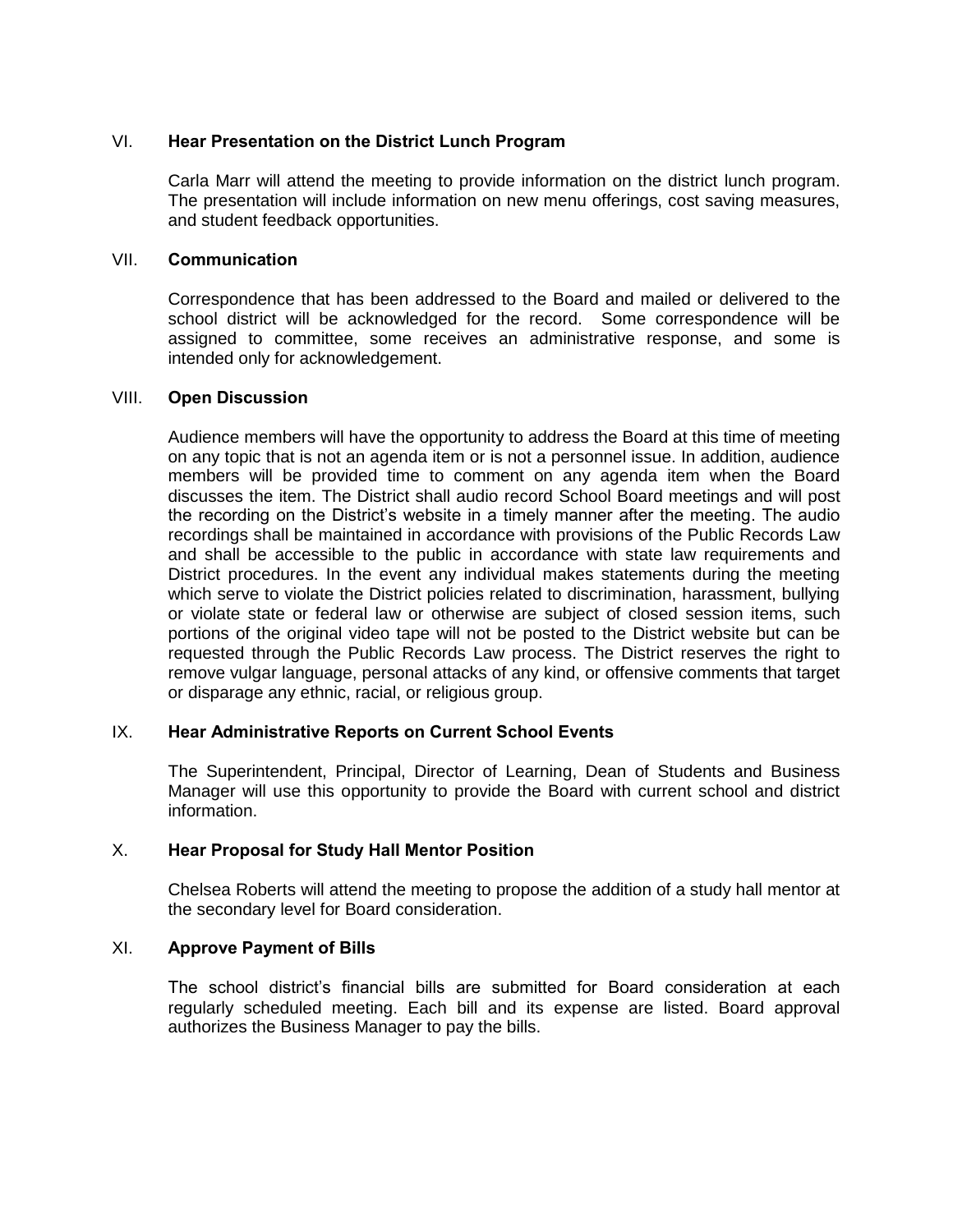## VI. **Hear Presentation on the District Lunch Program**

Carla Marr will attend the meeting to provide information on the district lunch program. The presentation will include information on new menu offerings, cost saving measures, and student feedback opportunities.

## VII. **Communication**

Correspondence that has been addressed to the Board and mailed or delivered to the school district will be acknowledged for the record. Some correspondence will be assigned to committee, some receives an administrative response, and some is intended only for acknowledgement.

## VIII. **Open Discussion**

Audience members will have the opportunity to address the Board at this time of meeting on any topic that is not an agenda item or is not a personnel issue. In addition, audience members will be provided time to comment on any agenda item when the Board discusses the item. The District shall audio record School Board meetings and will post the recording on the District's website in a timely manner after the meeting. The audio recordings shall be maintained in accordance with provisions of the Public Records Law and shall be accessible to the public in accordance with state law requirements and District procedures. In the event any individual makes statements during the meeting which serve to violate the District policies related to discrimination, harassment, bullying or violate state or federal law or otherwise are subject of closed session items, such portions of the original video tape will not be posted to the District website but can be requested through the Public Records Law process. The District reserves the right to remove vulgar language, personal attacks of any kind, or offensive comments that target or disparage any ethnic, racial, or religious group.

## IX. **Hear Administrative Reports on Current School Events**

The Superintendent, Principal, Director of Learning, Dean of Students and Business Manager will use this opportunity to provide the Board with current school and district information.

## X. **Hear Proposal for Study Hall Mentor Position**

Chelsea Roberts will attend the meeting to propose the addition of a study hall mentor at the secondary level for Board consideration.

## XI. **Approve Payment of Bills**

The school district's financial bills are submitted for Board consideration at each regularly scheduled meeting. Each bill and its expense are listed. Board approval authorizes the Business Manager to pay the bills.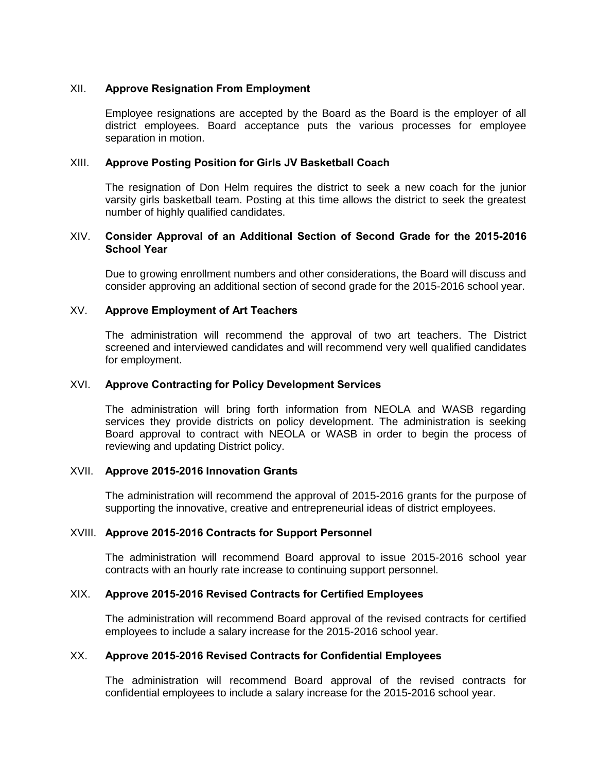## XII. Approve Resignation From Employment

Employee resignations are accepted by the Board as the Board is the employer of all district employees. Board acceptance puts the various processes for employee separation in motion.

## XIII. Approve Posting Position for Girls JV Basketball Coach

The resignation of Don Helm requires the district to seek a new coach for the junior varsity girls basketball team. Posting at this time allows the district to seek the greatest number of highly qualified candidates.

## XIV. Consider Approval of an Additional Section of Second Grade for the 2015-2016 School Year

Due to growing enrollment numbers and other considerations, the Board will discuss and consider approving an additional section of second grade for the 2015-2016 school year.

## XV. Approve Employment of Art Teachers

The administration will recommend the approval of two art teachers. The District screened and interviewed candidates and will recommend very well qualified candidates for employment.

## XVI. Approve Contracting for Policy Development Services

The administration will bring forth information from NEOLA and WASB regarding services they provide districts on policy development. The administration is seeking Board approval to contract with NEOLA or WASB in order to begin the process of reviewing and updating District policy.

## XVII. Approve 2015-2016 Innovation Grants

The administration will recommend the approval of 2015-2016 grants for the purpose of supporting the innovative, creative and entrepreneurial ideas of district employees.

## XVIII. Approve 2015-2016 Contracts for Support Personnel

The administration will recommend Board approval to issue 2015-2016 school year contracts with an hourly rate increase to continuing support personnel.

## XIX. Approve 2015-2016 Revised Contracts for Certified Employees

The administration will recommend Board approval of the revised contracts for certified employees to include a salary increase for the 2015-2016 school year.

## XX. Approve 2015-2016 Revised Contracts for Confidential Employees

The administration will recommend Board approval of the revised contracts for confidential employees to include a salary increase for the 2015-2016 school year.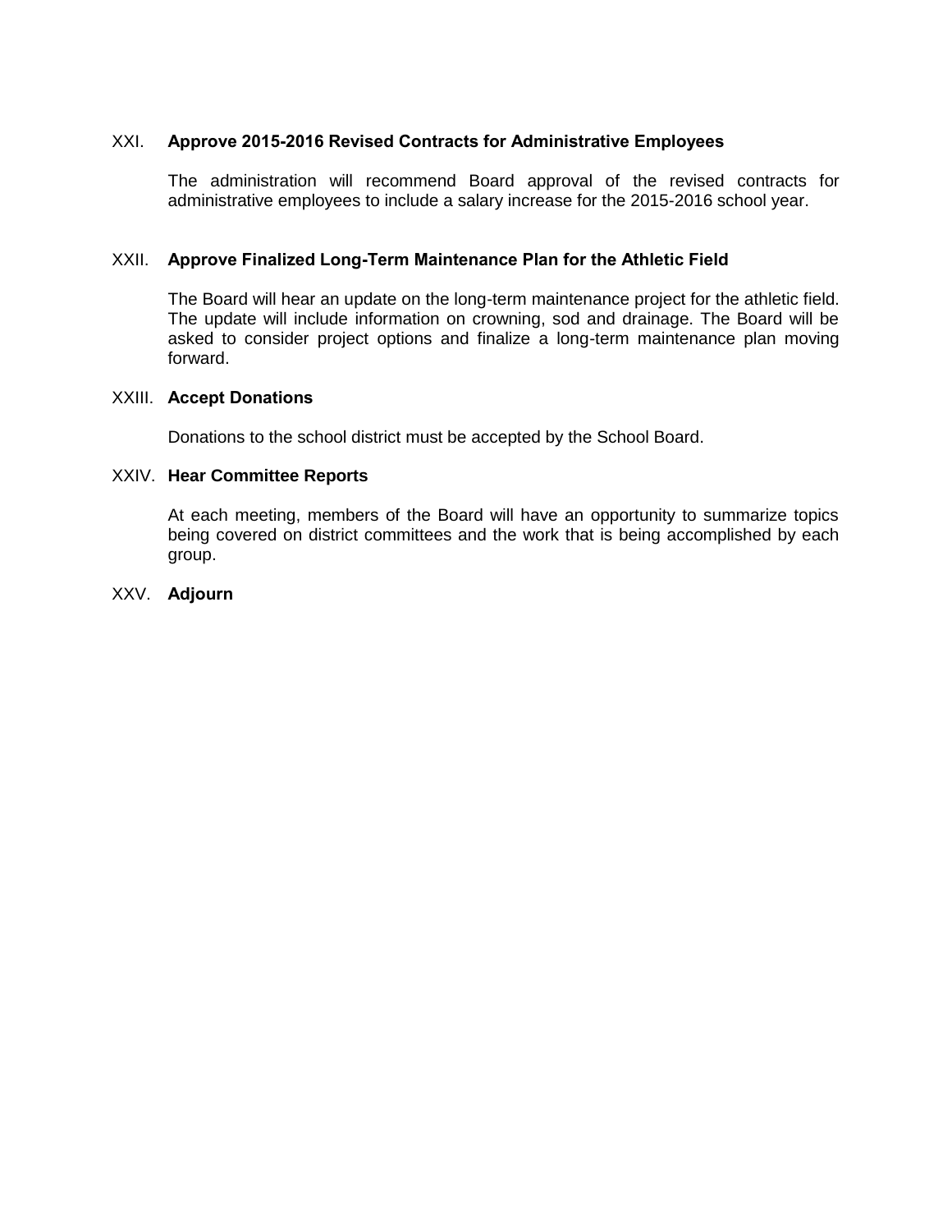XXI. **Approve 2015-2016 Revised Contracts for Administrative Employees**

The administration will recommend Board approval of the revised contracts for administrative employees to include a salary increase for the 2015-2016 school year.

XXII. **Approve Finalized Long-Term Maintenance Plan for the Athletic Field**

The Board will hear an update on the long-term maintenance project for the athletic field. The update will include information on crowning, sod and drainage. The Board will be asked to consider project options and finalize a long-term maintenance plan moving forward.

XXIII. **Accept Donations**

Donations to the school district must be accepted by the School Board.

XXIV. **Hear Committee Reports**

At each meeting, members of the Board will have an opportunity to summarize topics being covered on district committees and the work that is being accomplished by each group.

XXV. **Adjourn**